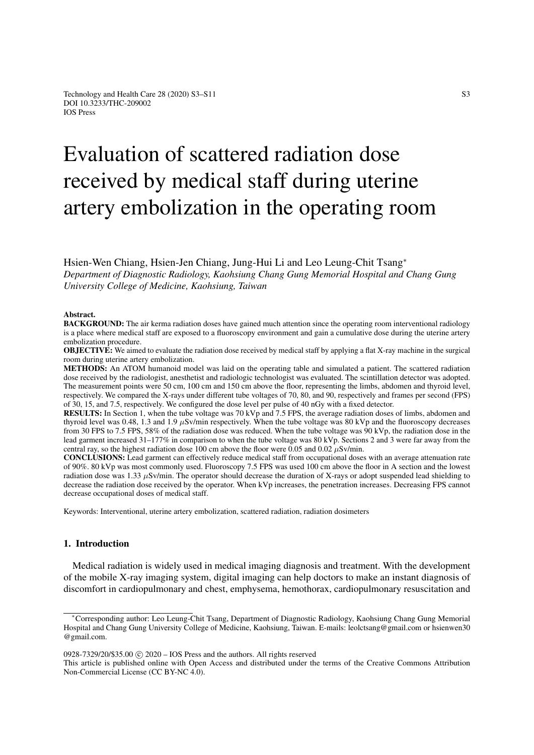# Evaluation of scattered radiation dose received by medical staff during uterine artery embolization in the operating room

Hsien-Wen Chiang, Hsien-Jen Chiang, Jung-Hui Li and Leo Leung-Chit Tsang*

*Department of Diagnostic Radiology, Kaohsiung Chang Gung Memorial Hospital and Chang Gung University College of Medicine, Kaohsiung, Taiwan*

**Abstract.**

**BACKGROUND:** The air kerma radiation doses have gained much attention since the operating room interventional radiology is a place where medical staff are exposed to a fluoroscopy environment and gain a cumulative dose during the uterine artery embolization procedure.

**OBJECTIVE:** We aimed to evaluate the radiation dose received by medical staff by applying a flat X-ray machine in the surgical room during uterine artery embolization.

**METHODS:** An ATOM humanoid model was laid on the operating table and simulated a patient. The scattered radiation dose received by the radiologist, anesthetist and radiologic technologist was evaluated. The scintillation detector was adopted. The measurement points were 50 cm, 100 cm and 150 cm above the floor, representing the limbs, abdomen and thyroid level, respectively. We compared the X-rays under different tube voltages of 70, 80, and 90, respectively and frames per second (FPS) of 30, 15, and 7.5, respectively. We configured the dose level per pulse of 40 nGy with a fixed detector.

**RESULTS:** In Section 1, when the tube voltage was 70 kVp and 7.5 FPS, the average radiation doses of limbs, abdomen and thyroid level was 0.48, 1.3 and 1.9 $\mu$Sv/min respectively. When the tube voltage was 80 kVp and the fluoroscopy decreases from 30 FPS to 7.5 FPS, 58% of the radiation dose was reduced. When the tube voltage was 90 kVp, the radiation dose in the lead garment increased 31–177% in comparison to when the tube voltage was 80 kVp. Sections 2 and 3 were far away from the central ray, so the highest radiation dose 100 cm above the floor were 0.05 and 0.02 $\mu$Sv/min.

**CONCLUSIONS:** Lead garment can effectively reduce medical staff from occupational doses with an average attenuation rate of 90%. 80 kVp was most commonly used. Fluoroscopy 7.5 FPS was used 100 cm above the floor in A section and the lowest radiation dose was 1.33 $\mu$Sv/min. The operator should decrease the duration of X-rays or adopt suspended lead shielding to decrease the radiation dose received by the operator. When kVp increases, the penetration increases. Decreasing FPS cannot decrease occupational doses of medical staff.

Keywords: Interventional, uterine artery embolization, scattered radiation, radiation dosimeters

## 1. Introduction

Medical radiation is widely used in medical imaging diagnosis and treatment. With the development of the mobile X-ray imaging system, digital imaging can help doctors to make an instant diagnosis of discomfort in cardiopulmonary and chest, emphysema, hemothorax, cardiopulmonary resuscitation and

---

*Corresponding author: Leo Leung-Chit Tsang, Department of Diagnostic Radiology, Kaohsiung Chang Gung Memorial Hospital and Chang Gung University College of Medicine, Kaohsiung, Taiwan. E-mails: leolctsang@gmail.com or hsienwen30@gmail.com.

0928-7329/20/$35.00 © 2020 – IOS Press and the authors. All rights reserved

This article is published online with Open Access and distributed under the terms of the Creative Commons Attribution Non-Commercial License (CC BY-NC 4.0).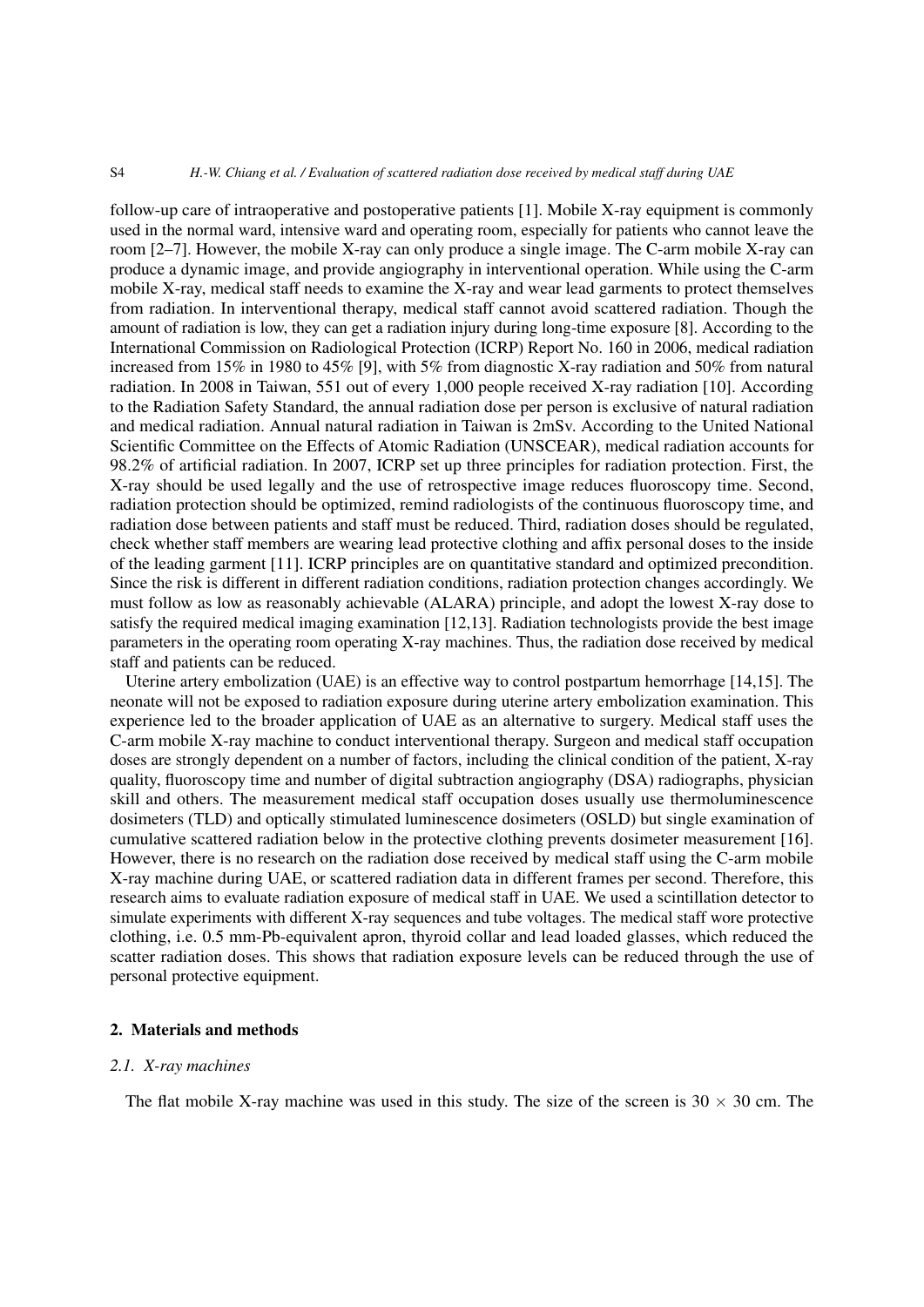follow-up care of intraoperative and postoperative patients [1]. Mobile X-ray equipment is commonly used in the normal ward, intensive ward and operating room, especially for patients who cannot leave the room [2–7]. However, the mobile X-ray can only produce a single image. The C-arm mobile X-ray can produce a dynamic image, and provide angiography in interventional operation. While using the C-arm mobile X-ray, medical staff needs to examine the X-ray and wear lead garments to protect themselves from radiation. In interventional therapy, medical staff cannot avoid scattered radiation. Though the amount of radiation is low, they can get a radiation injury during long-time exposure [8]. According to the International Commission on Radiological Protection (ICRP) Report No. 160 in 2006, medical radiation increased from 15% in 1980 to 45% [9], with 5% from diagnostic X-ray radiation and 50% from natural radiation. In 2008 in Taiwan, 551 out of every 1,000 people received X-ray radiation [10]. According to the Radiation Safety Standard, the annual radiation dose per person is exclusive of natural radiation and medical radiation. Annual natural radiation in Taiwan is 2mSv. According to the United National Scientific Committee on the Effects of Atomic Radiation (UNSCEAR), medical radiation accounts for 98.2% of artificial radiation. In 2007, ICRP set up three principles for radiation protection. First, the X-ray should be used legally and the use of retrospective image reduces fluoroscopy time. Second, radiation protection should be optimized, remind radiologists of the continuous fluoroscopy time, and radiation dose between patients and staff must be reduced. Third, radiation doses should be regulated, check whether staff members are wearing lead protective clothing and affix personal doses to the inside of the leading garment [11]. ICRP principles are on quantitative standard and optimized precondition. Since the risk is different in different radiation conditions, radiation protection changes accordingly. We must follow as low as reasonably achievable (ALARA) principle, and adopt the lowest X-ray dose to satisfy the required medical imaging examination [12,13]. Radiation technologists provide the best image parameters in the operating room operating X-ray machines. Thus, the radiation dose received by medical staff and patients can be reduced.

Uterine artery embolization (UAE) is an effective way to control postpartum hemorrhage [14,15]. The neonate will not be exposed to radiation exposure during uterine artery embolization examination. This experience led to the broader application of UAE as an alternative to surgery. Medical staff uses the C-arm mobile X-ray machine to conduct interventional therapy. Surgeon and medical staff occupation doses are strongly dependent on a number of factors, including the clinical condition of the patient, X-ray quality, fluoroscopy time and number of digital subtraction angiography (DSA) radiographs, physician skill and others. The measurement medical staff occupation doses usually use thermoluminescence dosimeters (TLD) and optically stimulated luminescence dosimeters (OSLD) but single examination of cumulative scattered radiation below in the protective clothing prevents dosimeter measurement [16]. However, there is no research on the radiation dose received by medical staff using the C-arm mobile X-ray machine during UAE, or scattered radiation data in different frames per second. Therefore, this research aims to evaluate radiation exposure of medical staff in UAE. We used a scintillation detector to simulate experiments with different X-ray sequences and tube voltages. The medical staff wore protective clothing, i.e. 0.5 mm-Pb-equivalent apron, thyroid collar and lead loaded glasses, which reduced the scatter radiation doses. This shows that radiation exposure levels can be reduced through the use of personal protective equipment.

## 2. Materials and methods

### *2.1. X-ray machines*

The flat mobile X-ray machine was used in this study. The size of the screen is 30 × 30 cm. The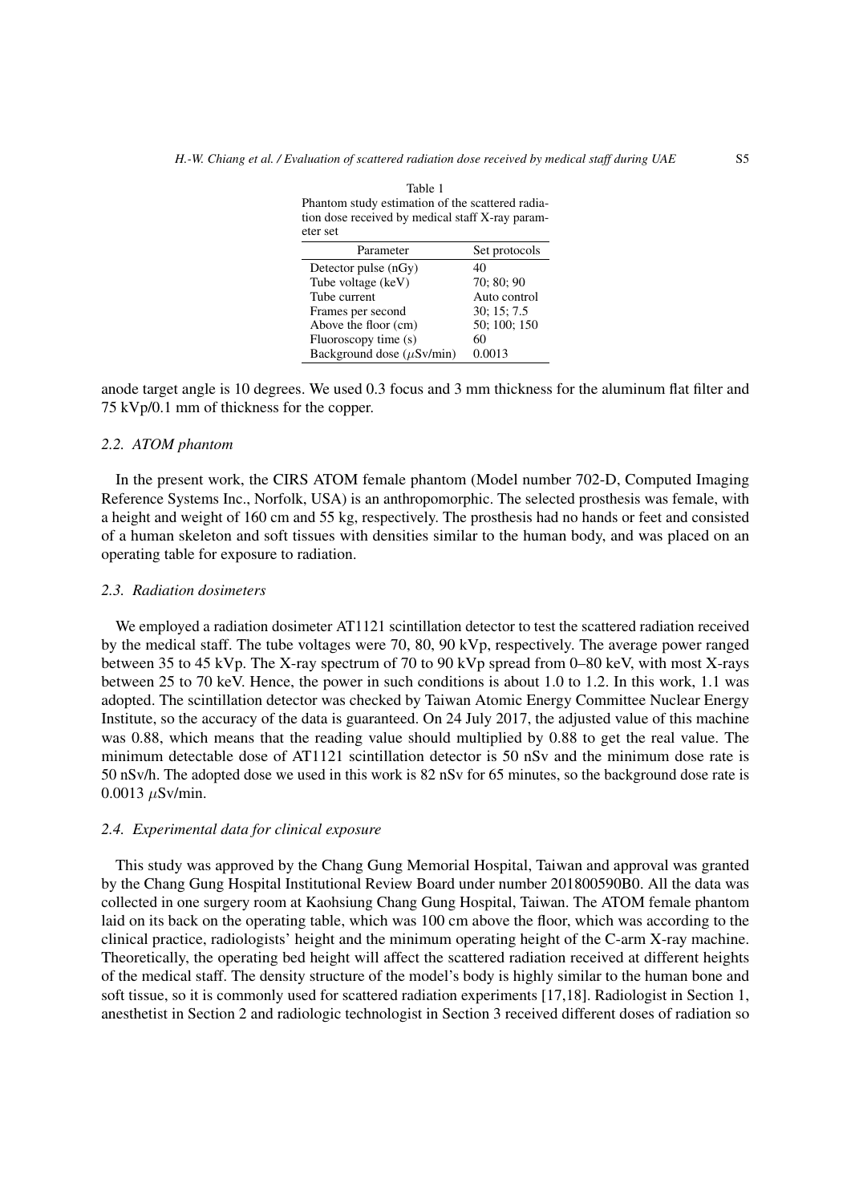Table 1
Phantom study estimation of the scattered radiation dose received by medical staff X-ray parameter set

| Parameter | Set protocols |
|---|---|
| Detector pulse (nGy) | 40 |
| Tube voltage (keV) | 70; 80; 90 |
| Tube current | Auto control |
| Frames per second | 30; 15; 7.5 |
| Above the floor (cm) | 50; 100; 150 |
| Fluoroscopy time (s) | 60 |
| Background dose ($\mu$Sv/min) | 0.0013 |

anode target angle is 10 degrees. We used 0.3 focus and 3 mm thickness for the aluminum flat filter and 75 kVp/0.1 mm of thickness for the copper.

### 2.2. ATOM phantom

In the present work, the CIRS ATOM female phantom (Model number 702-D, Computed Imaging Reference Systems Inc., Norfolk, USA) is an anthropomorphic. The selected prosthesis was female, with a height and weight of 160 cm and 55 kg, respectively. The prosthesis had no hands or feet and consisted of a human skeleton and soft tissues with densities similar to the human body, and was placed on an operating table for exposure to radiation.

### 2.3. Radiation dosimeters

We employed a radiation dosimeter AT1121 scintillation detector to test the scattered radiation received by the medical staff. The tube voltages were 70, 80, 90 kVp, respectively. The average power ranged between 35 to 45 kVp. The X-ray spectrum of 70 to 90 kVp spread from 0–80 keV, with most X-rays between 25 to 70 keV. Hence, the power in such conditions is about 1.0 to 1.2. In this work, 1.1 was adopted. The scintillation detector was checked by Taiwan Atomic Energy Committee Nuclear Energy Institute, so the accuracy of the data is guaranteed. On 24 July 2017, the adjusted value of this machine was 0.88, which means that the reading value should multiplied by 0.88 to get the real value. The minimum detectable dose of AT1121 scintillation detector is 50 nSv and the minimum dose rate is 50 nSv/h. The adopted dose we used in this work is 82 nSv for 65 minutes, so the background dose rate is 0.0013 $\mu$Sv/min.

### 2.4. Experimental data for clinical exposure

This study was approved by the Chang Gung Memorial Hospital, Taiwan and approval was granted by the Chang Gung Hospital Institutional Review Board under number 201800590B0. All the data was collected in one surgery room at Kaohsiung Chang Gung Hospital, Taiwan. The ATOM female phantom laid on its back on the operating table, which was 100 cm above the floor, which was according to the clinical practice, radiologists' height and the minimum operating height of the C-arm X-ray machine. Theoretically, the operating bed height will affect the scattered radiation received at different heights of the medical staff. The density structure of the model's body is highly similar to the human bone and soft tissue, so it is commonly used for scattered radiation experiments [17,18]. Radiologist in Section 1, anesthetist in Section 2 and radiologic technologist in Section 3 received different doses of radiation so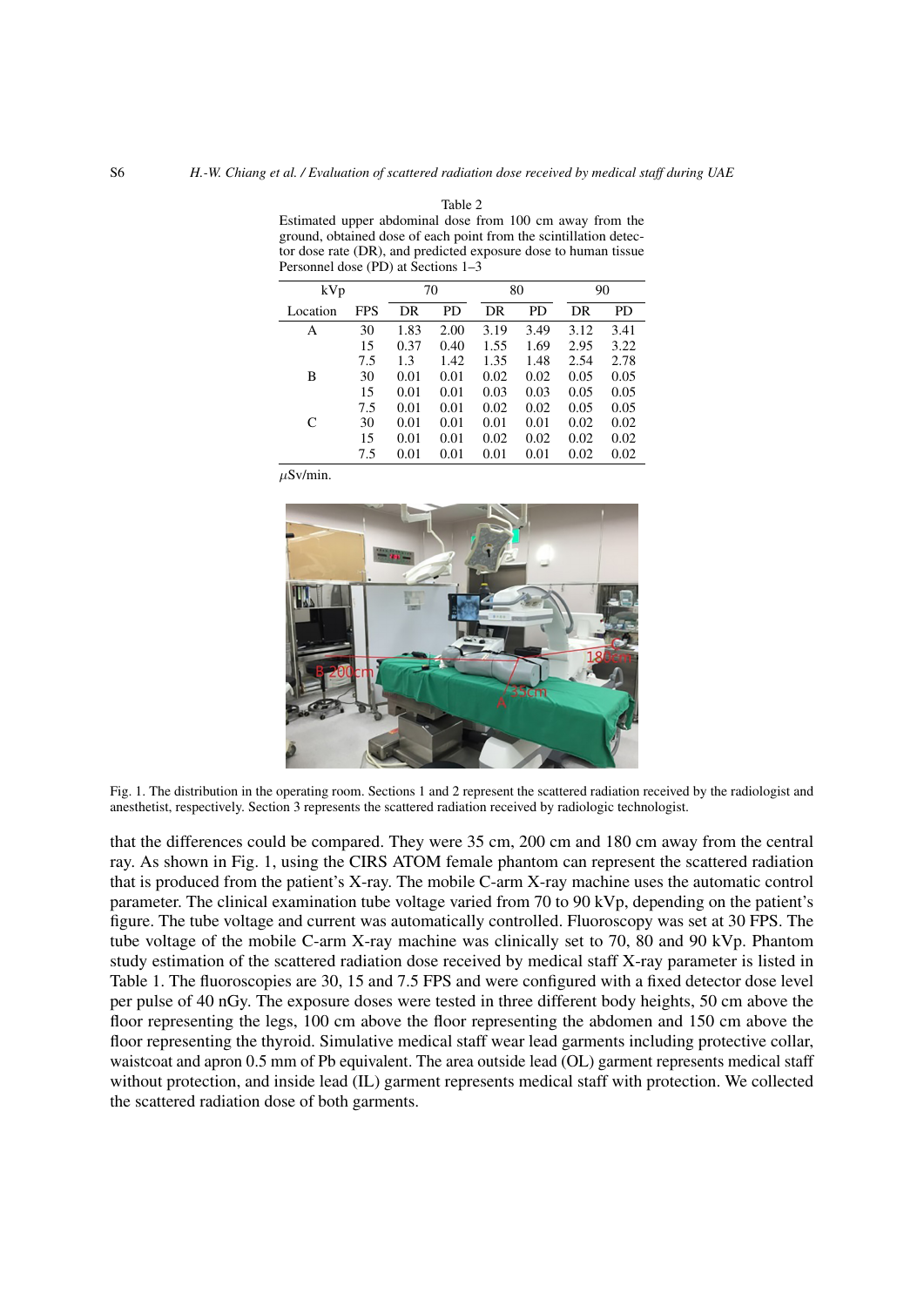Table 2
Estimated upper abdominal dose from 100 cm away from the ground, obtained dose of each point from the scintillation detector dose rate (DR), and predicted exposure dose to human tissue Personnel dose (PD) at Sections 1–3

| kVp | | 70 | | 80 | | 90 | |
|---|---|---|---|---|---|---|---|
| Location | FPS | DR | PD | DR | PD | DR | PD |
| A | 30 | 1.83 | 2.00 | 3.19 | 3.49 | 3.12 | 3.41 |
| | 15 | 0.37 | 0.40 | 1.55 | 1.69 | 2.95 | 3.22 |
| | 7.5 | 1.3 | 1.42 | 1.35 | 1.48 | 2.54 | 2.78 |
| B | 30 | 0.01 | 0.01 | 0.02 | 0.02 | 0.05 | 0.05 |
| | 15 | 0.01 | 0.01 | 0.03 | 0.03 | 0.05 | 0.05 |
| | 7.5 | 0.01 | 0.01 | 0.02 | 0.02 | 0.05 | 0.05 |
| C | 30 | 0.01 | 0.01 | 0.01 | 0.01 | 0.02 | 0.02 |
| | 15 | 0.01 | 0.01 | 0.02 | 0.02 | 0.02 | 0.02 |
| | 7.5 | 0.01 | 0.01 | 0.01 | 0.01 | 0.02 | 0.02 |

$\mu$Sv/min.

Fig. 1. The distribution in the operating room. Sections 1 and 2 represent the scattered radiation received by the radiologist and anesthetist, respectively. Section 3 represents the scattered radiation received by radiologic technologist.

that the differences could be compared. They were 35 cm, 200 cm and 180 cm away from the central ray. As shown in Fig. 1, using the CIRS ATOM female phantom can represent the scattered radiation that is produced from the patient's X-ray. The mobile C-arm X-ray machine uses the automatic control parameter. The clinical examination tube voltage varied from 70 to 90 kVp, depending on the patient's figure. The tube voltage and current was automatically controlled. Fluoroscopy was set at 30 FPS. The tube voltage of the mobile C-arm X-ray machine was clinically set to 70, 80 and 90 kVp. Phantom study estimation of the scattered radiation dose received by medical staff X-ray parameter is listed in Table 1. The fluoroscopies are 30, 15 and 7.5 FPS and were configured with a fixed detector dose level per pulse of 40 nGy. The exposure doses were tested in three different body heights, 50 cm above the floor representing the legs, 100 cm above the floor representing the abdomen and 150 cm above the floor representing the thyroid. Simulative medical staff wear lead garments including protective collar, waistcoat and apron 0.5 mm of Pb equivalent. The area outside lead (OL) garment represents medical staff without protection, and inside lead (IL) garment represents medical staff with protection. We collected the scattered radiation dose of both garments.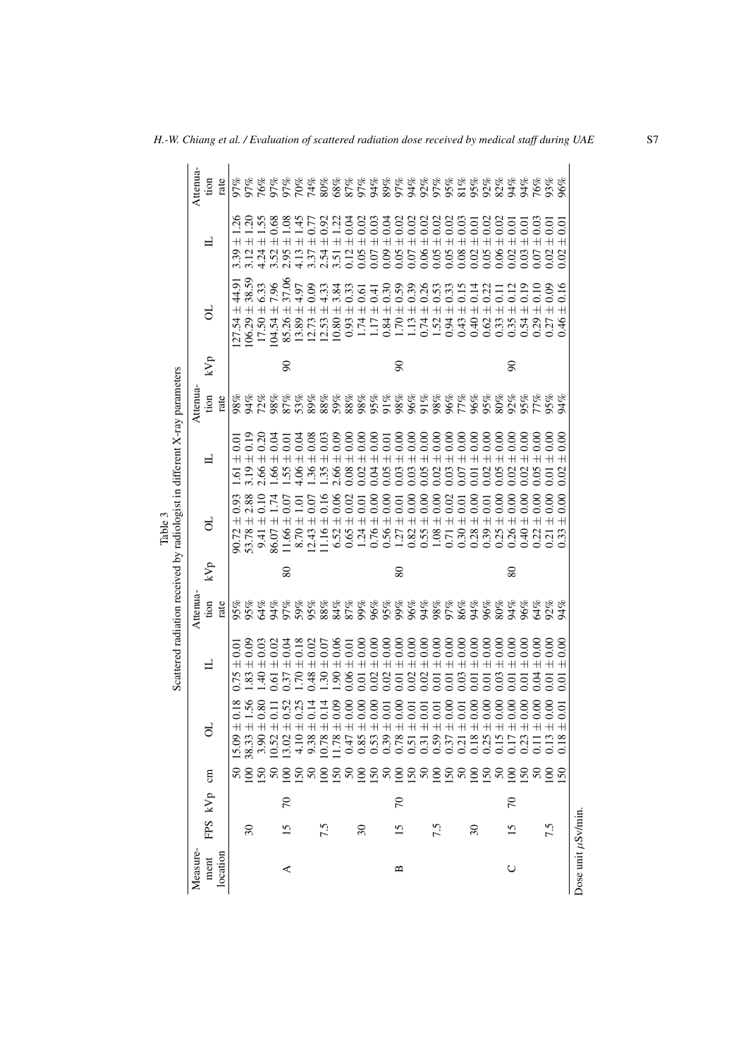Table 3

Scattered radiation received by radiologist in different X-ray parameters

| Measurement location | FPS | kVp | cm | OL | IL | Attenuation rate | kVp | OL | IL | Attenuation rate | kVp | OL | IL | Attenuation rate |
|---|---|---|---|---|---|---|---|---|---|---|---|---|---|---|
| | | | 50 | 15.09 ± 0.18 | 0.75 ± 0.01 | 95% | | 90.72 ± 0.93 | 1.61 ± 0.01 | 98% | | 127.54 ± 44.91 | 3.39 ± 1.26 | 97% |
| | 30 | | 100 | 38.33 ± 1.56 | 1.83 ± 0.09 | 95% | | 53.78 ± 2.88 | 3.19 ± 0.19 | 94% | | 106.29 ± 38.59 | 3.12 ± 1.20 | 97% |
| | | | 150 | 3.90 ± 0.80 | 1.40 ± 0.03 | 64% | | 9.41 ± 0.10 | 2.66 ± 0.20 | 72% | | 17.50 ± 6.33 | 4.24 ± 1.55 | 76% |
| | | | 50 | 10.52 ± 0.11 | 0.61 ± 0.02 | 94% | | 86.07 ± 1.74 | 1.66 ± 0.04 | 98% | | 104.54 ± 7.96 | 3.52 ± 0.68 | 97% |
| A | 15 | 70 | 100 | 13.02 ± 0.52 | 0.37 ± 0.04 | 97% | 80 | 11.66 ± 0.07 | 1.55 ± 0.01 | 87% | 90 | 85.26 ± 37.06 | 2.95 ± 1.08 | 97% |
| | | | 150 | 4.10 ± 0.25 | 1.70 ± 0.18 | 59% | | 8.70 ± 1.01 | 4.06 ± 0.04 | 53% | | 13.89 ± 4.97 | 4.13 ± 1.45 | 70% |
| | | | 50 | 9.38 ± 0.14 | 0.48 ± 0.02 | 95% | | 12.43 ± 0.07 | 1.36 ± 0.08 | 89% | | 12.73 ± 0.09 | 3.37 ± 0.77 | 74% |
| | 7.5 | | 100 | 10.78 ± 0.14 | 1.30 ± 0.07 | 88% | | 11.16 ± 0.16 | 1.35 ± 0.03 | 88% | | 12.53 ± 4.33 | 2.54 ± 0.92 | 80% |
| | | | 150 | 11.78 ± 0.09 | 1.90 ± 0.06 | 84% | | 6.52 ± 0.06 | 2.66 ± 0.09 | 59% | | 10.80 ± 3.84 | 3.51 ± 1.22 | 68% |
| | | | 50 | 0.47 ± 0.00 | 0.06 ± 0.01 | 87% | | 0.65 ± 0.02 | 0.08 ± 0.00 | 88% | | 0.93 ± 0.33 | 0.12 ± 0.04 | 87% |
| | 30 | | 100 | 0.85 ± 0.00 | 0.01 ± 0.00 | 99% | | 1.24 ± 0.01 | 0.02 ± 0.00 | 98% | | 1.74 ± 0.61 | 0.05 ± 0.02 | 97% |
| | | | 150 | 0.53 ± 0.00 | 0.02 ± 0.00 | 96% | | 0.76 ± 0.00 | 0.04 ± 0.00 | 95% | | 1.17 ± 0.41 | 0.07 ± 0.03 | 94% |
| | | | 50 | 0.39 ± 0.01 | 0.02 ± 0.00 | 95% | | 0.56 ± 0.00 | 0.05 ± 0.01 | 91% | | 0.84 ± 0.30 | 0.09 ± 0.04 | 89% |
| B | 15 | 70 | 100 | 0.78 ± 0.00 | 0.01 ± 0.00 | 99% | 80 | 1.27 ± 0.01 | 0.03 ± 0.00 | 98% | 90 | 1.70 ± 0.59 | 0.05 ± 0.02 | 97% |
| | | | 150 | 0.51 ± 0.01 | 0.02 ± 0.00 | 96% | | 0.82 ± 0.00 | 0.03 ± 0.00 | 96% | | 1.13 ± 0.39 | 0.07 ± 0.02 | 94% |
| | | | 50 | 0.31 ± 0.01 | 0.02 ± 0.00 | 94% | | 0.55 ± 0.00 | 0.05 ± 0.00 | 91% | | 0.74 ± 0.26 | 0.06 ± 0.02 | 92% |
| | 7.5 | | 100 | 0.59 ± 0.01 | 0.01 ± 0.00 | 98% | | 1.08 ± 0.00 | 0.02 ± 0.00 | 98% | | 1.52 ± 0.53 | 0.05 ± 0.02 | 97% |
| | | | 150 | 0.37 ± 0.00 | 0.01 ± 0.00 | 97% | | 0.71 ± 0.02 | 0.03 ± 0.00 | 96% | | 0.94 ± 0.33 | 0.05 ± 0.02 | 95% |
| | | | 50 | 0.21 ± 0.01 | 0.03 ± 0.00 | 86% | | 0.30 ± 0.01 | 0.07 ± 0.00 | 77% | | 0.43 ± 0.15 | 0.08 ± 0.03 | 81% |
| | 30 | | 100 | 0.18 ± 0.00 | 0.01 ± 0.00 | 94% | | 0.28 ± 0.00 | 0.01 ± 0.00 | 96% | | 0.40 ± 0.14 | 0.02 ± 0.01 | 95% |
| | | | 150 | 0.25 ± 0.00 | 0.01 ± 0.00 | 96% | | 0.39 ± 0.01 | 0.02 ± 0.00 | 95% | | 0.62 ± 0.22 | 0.05 ± 0.02 | 92% |
| | | | 50 | 0.15 ± 0.00 | 0.03 ± 0.00 | 80% | | 0.25 ± 0.00 | 0.05 ± 0.00 | 80% | | 0.33 ± 0.11 | 0.06 ± 0.02 | 82% |
| C | 15 | 70 | 100 | 0.17 ± 0.00 | 0.01 ± 0.00 | 94% | 80 | 0.26 ± 0.00 | 0.02 ± 0.00 | 92% | 90 | 0.35 ± 0.12 | 0.02 ± 0.01 | 94% |
| | | | 150 | 0.23 ± 0.00 | 0.01 ± 0.00 | 96% | | 0.40 ± 0.00 | 0.02 ± 0.00 | 95% | | 0.54 ± 0.19 | 0.03 ± 0.01 | 94% |
| | | | 50 | 0.11 ± 0.00 | 0.04 ± 0.00 | 64% | | 0.22 ± 0.00 | 0.05 ± 0.00 | 77% | | 0.29 ± 0.10 | 0.07 ± 0.03 | 76% |
| | 7.5 | | 100 | 0.13 ± 0.00 | 0.01 ± 0.00 | 92% | | 0.21 ± 0.00 | 0.01 ± 0.00 | 95% | | 0.27 ± 0.09 | 0.02 ± 0.01 | 93% |
| | | | 150 | 0.18 ± 0.01 | 0.01 ± 0.00 | 94% | | 0.33 ± 0.00 | 0.02 ± 0.00 | 94% | | 0.46 ± 0.16 | 0.02 ± 0.01 | 96% |

Dose unit $\mu$Sv/min.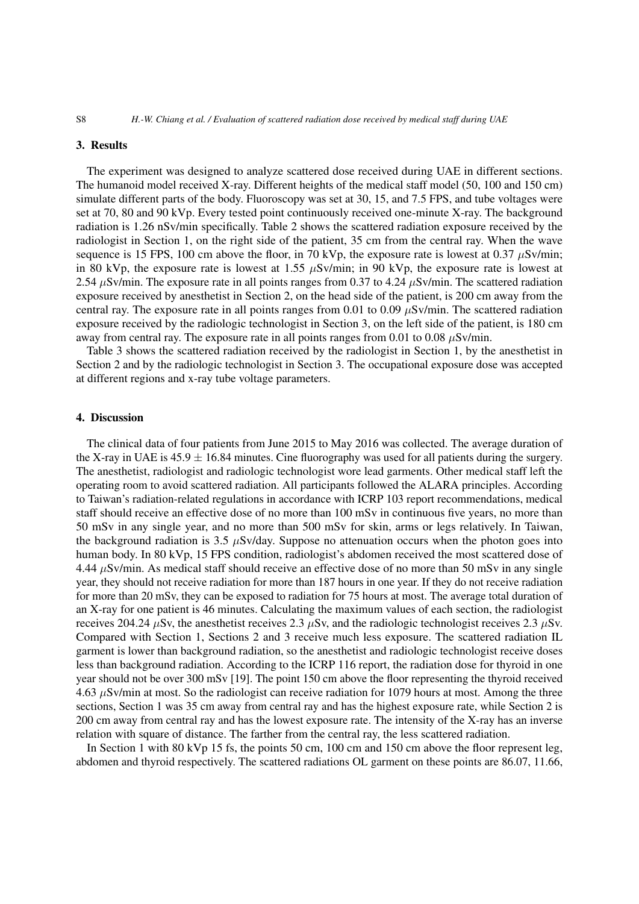## 3. Results

The experiment was designed to analyze scattered dose received during UAE in different sections. The humanoid model received X-ray. Different heights of the medical staff model (50, 100 and 150 cm) simulate different parts of the body. Fluoroscopy was set at 30, 15, and 7.5 FPS, and tube voltages were set at 70, 80 and 90 kVp. Every tested point continuously received one-minute X-ray. The background radiation is 1.26 nSv/min specifically. Table 2 shows the scattered radiation exposure received by the radiologist in Section 1, on the right side of the patient, 35 cm from the central ray. When the wave sequence is 15 FPS, 100 cm above the floor, in 70 kVp, the exposure rate is lowest at 0.37 $\mu$Sv/min; in 80 kVp, the exposure rate is lowest at 1.55 $\mu$Sv/min; in 90 kVp, the exposure rate is lowest at 2.54 $\mu$Sv/min. The exposure rate in all points ranges from 0.37 to 4.24 $\mu$Sv/min. The scattered radiation exposure received by anesthetist in Section 2, on the head side of the patient, is 200 cm away from the central ray. The exposure rate in all points ranges from 0.01 to 0.09 $\mu$Sv/min. The scattered radiation exposure received by the radiologic technologist in Section 3, on the left side of the patient, is 180 cm away from central ray. The exposure rate in all points ranges from 0.01 to 0.08 $\mu$Sv/min.

Table 3 shows the scattered radiation received by the radiologist in Section 1, by the anesthetist in Section 2 and by the radiologic technologist in Section 3. The occupational exposure dose was accepted at different regions and x-ray tube voltage parameters.

## 4. Discussion

The clinical data of four patients from June 2015 to May 2016 was collected. The average duration of the X-ray in UAE is $45.9 \pm 16.84$ minutes. Cine fluorography was used for all patients during the surgery. The anesthetist, radiologist and radiologic technologist wore lead garments. Other medical staff left the operating room to avoid scattered radiation. All participants followed the ALARA principles. According to Taiwan's radiation-related regulations in accordance with ICRP 103 report recommendations, medical staff should receive an effective dose of no more than 100 mSv in continuous five years, no more than 50 mSv in any single year, and no more than 500 mSv for skin, arms or legs relatively. In Taiwan, the background radiation is 3.5 $\mu$Sv/day. Suppose no attenuation occurs when the photon goes into human body. In 80 kVp, 15 FPS condition, radiologist's abdomen received the most scattered dose of 4.44 $\mu$Sv/min. As medical staff should receive an effective dose of no more than 50 mSv in any single year, they should not receive radiation for more than 187 hours in one year. If they do not receive radiation for more than 20 mSv, they can be exposed to radiation for 75 hours at most. The average total duration of an X-ray for one patient is 46 minutes. Calculating the maximum values of each section, the radiologist receives 204.24 $\mu$Sv, the anesthetist receives 2.3 $\mu$Sv, and the radiologic technologist receives 2.3 $\mu$Sv. Compared with Section 1, Sections 2 and 3 receive much less exposure. The scattered radiation IL garment is lower than background radiation, so the anesthetist and radiologic technologist receive doses less than background radiation. According to the ICRP 116 report, the radiation dose for thyroid in one year should not be over 300 mSv [19]. The point 150 cm above the floor representing the thyroid received 4.63 $\mu$Sv/min at most. So the radiologist can receive radiation for 1079 hours at most. Among the three sections, Section 1 was 35 cm away from central ray and has the highest exposure rate, while Section 2 is 200 cm away from central ray and has the lowest exposure rate. The intensity of the X-ray has an inverse relation with square of distance. The farther from the central ray, the less scattered radiation.

In Section 1 with 80 kVp 15 fs, the points 50 cm, 100 cm and 150 cm above the floor represent leg, abdomen and thyroid respectively. The scattered radiations OL garment on these points are 86.07, 11.66,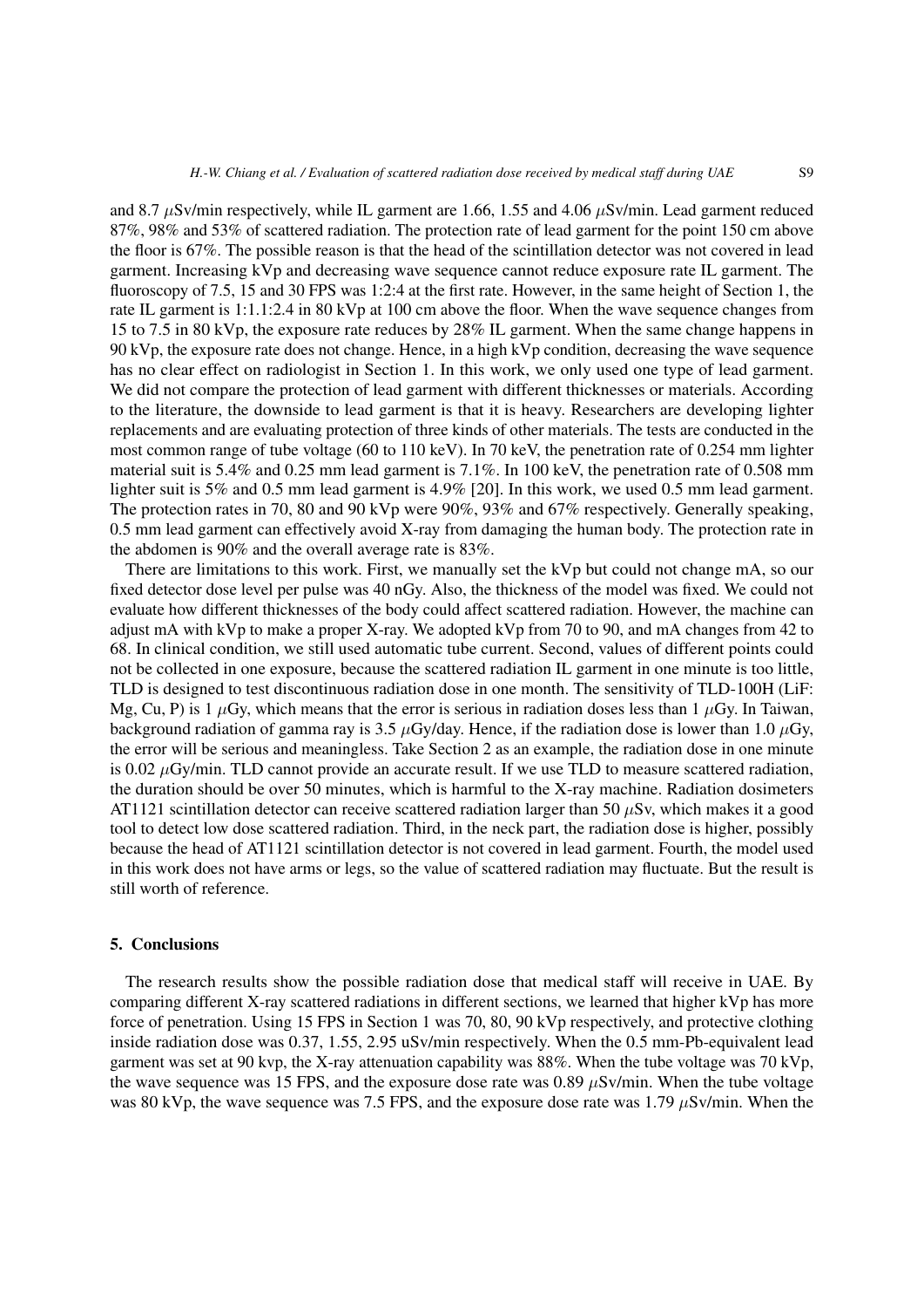and 8.7 $\mu$Sv/min respectively, while IL garment are 1.66, 1.55 and 4.06 $\mu$Sv/min. Lead garment reduced 87%, 98% and 53% of scattered radiation. The protection rate of lead garment for the point 150 cm above the floor is 67%. The possible reason is that the head of the scintillation detector was not covered in lead garment. Increasing kVp and decreasing wave sequence cannot reduce exposure rate IL garment. The fluoroscopy of 7.5, 15 and 30 FPS was 1:2:4 at the first rate. However, in the same height of Section 1, the rate IL garment is 1:1.1:2.4 in 80 kVp at 100 cm above the floor. When the wave sequence changes from 15 to 7.5 in 80 kVp, the exposure rate reduces by 28% IL garment. When the same change happens in 90 kVp, the exposure rate does not change. Hence, in a high kVp condition, decreasing the wave sequence has no clear effect on radiologist in Section 1. In this work, we only used one type of lead garment. We did not compare the protection of lead garment with different thicknesses or materials. According to the literature, the downside to lead garment is that it is heavy. Researchers are developing lighter replacements and are evaluating protection of three kinds of other materials. The tests are conducted in the most common range of tube voltage (60 to 110 keV). In 70 keV, the penetration rate of 0.254 mm lighter material suit is 5.4% and 0.25 mm lead garment is 7.1%. In 100 keV, the penetration rate of 0.508 mm lighter suit is 5% and 0.5 mm lead garment is 4.9% [20]. In this work, we used 0.5 mm lead garment. The protection rates in 70, 80 and 90 kVp were 90%, 93% and 67% respectively. Generally speaking, 0.5 mm lead garment can effectively avoid X-ray from damaging the human body. The protection rate in the abdomen is 90% and the overall average rate is 83%.

There are limitations to this work. First, we manually set the kVp but could not change mA, so our fixed detector dose level per pulse was 40 nGy. Also, the thickness of the model was fixed. We could not evaluate how different thicknesses of the body could affect scattered radiation. However, the machine can adjust mA with kVp to make a proper X-ray. We adopted kVp from 70 to 90, and mA changes from 42 to 68. In clinical condition, we still used automatic tube current. Second, values of different points could not be collected in one exposure, because the scattered radiation IL garment in one minute is too little, TLD is designed to test discontinuous radiation dose in one month. The sensitivity of TLD-100H (LiF: Mg, Cu, P) is 1 $\mu$Gy, which means that the error is serious in radiation doses less than 1 $\mu$Gy. In Taiwan, background radiation of gamma ray is 3.5 $\mu$Gy/day. Hence, if the radiation dose is lower than 1.0 $\mu$Gy, the error will be serious and meaningless. Take Section 2 as an example, the radiation dose in one minute is 0.02 $\mu$Gy/min. TLD cannot provide an accurate result. If we use TLD to measure scattered radiation, the duration should be over 50 minutes, which is harmful to the X-ray machine. Radiation dosimeters AT1121 scintillation detector can receive scattered radiation larger than 50 $\mu$Sv, which makes it a good tool to detect low dose scattered radiation. Third, in the neck part, the radiation dose is higher, possibly because the head of AT1121 scintillation detector is not covered in lead garment. Fourth, the model used in this work does not have arms or legs, so the value of scattered radiation may fluctuate. But the result is still worth of reference.

## 5. Conclusions

The research results show the possible radiation dose that medical staff will receive in UAE. By comparing different X-ray scattered radiations in different sections, we learned that higher kVp has more force of penetration. Using 15 FPS in Section 1 was 70, 80, 90 kVp respectively, and protective clothing inside radiation dose was 0.37, 1.55, 2.95 uSv/min respectively. When the 0.5 mm-Pb-equivalent lead garment was set at 90 kvp, the X-ray attenuation capability was 88%. When the tube voltage was 70 kVp, the wave sequence was 15 FPS, and the exposure dose rate was 0.89 $\mu$Sv/min. When the tube voltage was 80 kVp, the wave sequence was 7.5 FPS, and the exposure dose rate was 1.79 $\mu$Sv/min. When the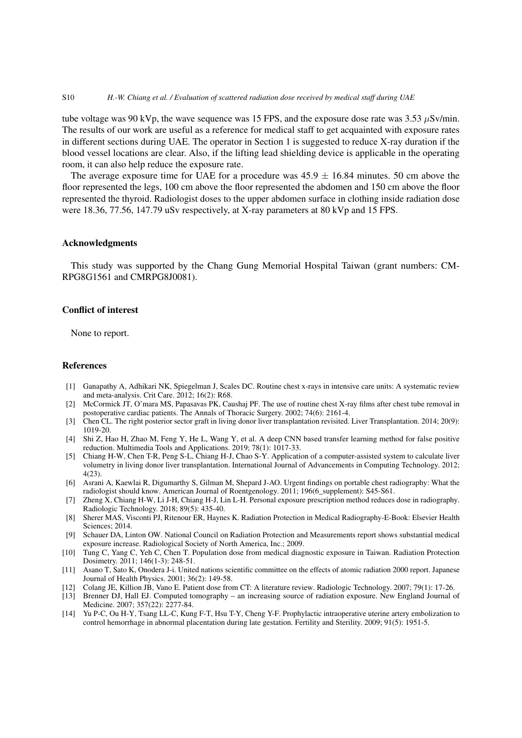tube voltage was 90 kVp, the wave sequence was 15 FPS, and the exposure dose rate was 3.53 $\mu$Sv/min. The results of our work are useful as a reference for medical staff to get acquainted with exposure rates in different sections during UAE. The operator in Section 1 is suggested to reduce X-ray duration if the blood vessel locations are clear. Also, if the lifting lead shielding device is applicable in the operating room, it can also help reduce the exposure rate.

The average exposure time for UAE for a procedure was $45.9 \pm 16.84$ minutes. 50 cm above the floor represented the legs, 100 cm above the floor represented the abdomen and 150 cm above the floor represented the thyroid. Radiologist doses to the upper abdomen surface in clothing inside radiation dose were 18.36, 77.56, 147.79 uSv respectively, at X-ray parameters at 80 kVp and 15 FPS.

## Acknowledgments

This study was supported by the Chang Gung Memorial Hospital Taiwan (grant numbers: CM-RPG8G1561 and CMRPG8J0081).

## Conflict of interest

None to report.

## References

[1] Ganapathy A, Adhikari NK, Spiegelman J, Scales DC. Routine chest x-rays in intensive care units: A systematic review and meta-analysis. Crit Care. 2012; 16(2): R68.

[2] McCormick JT, O'mara MS, Papasavas PK, Caushaj PF. The use of routine chest X-ray films after chest tube removal in postoperative cardiac patients. The Annals of Thoracic Surgery. 2002; 74(6): 2161-4.

[3] Chen CL. The right posterior sector graft in living donor liver transplantation revisited. Liver Transplantation. 2014; 20(9): 1019-20.

[4] Shi Z, Hao H, Zhao M, Feng Y, He L, Wang Y, et al. A deep CNN based transfer learning method for false positive reduction. Multimedia Tools and Applications. 2019; 78(1): 1017-33.

[5] Chiang H-W, Chen T-R, Peng S-L, Chiang H-J, Chao S-Y. Application of a computer-assisted system to calculate liver volumetry in living donor liver transplantation. International Journal of Advancements in Computing Technology. 2012; 4(23).

[6] Asrani A, Kaewlai R, Digumarthy S, Gilman M, Shepard J-AO. Urgent findings on portable chest radiography: What the radiologist should know. American Journal of Roentgenology. 2011; 196(6_supplement): S45-S61.

[7] Zheng X, Chiang H-W, Li J-H, Chiang H-J, Lin L-H. Personal exposure prescription method reduces dose in radiography. Radiologic Technology. 2018; 89(5): 435-40.

[8] Sherer MAS, Visconti PJ, Ritenour ER, Haynes K. Radiation Protection in Medical Radiography-E-Book: Elsevier Health Sciences; 2014.

[9] Schauer DA, Linton OW. National Council on Radiation Protection and Measurements report shows substantial medical exposure increase. Radiological Society of North America, Inc.; 2009.

[10] Tung C, Yang C, Yeh C, Chen T. Population dose from medical diagnostic exposure in Taiwan. Radiation Protection Dosimetry. 2011; 146(1-3): 248-51.

[11] Asano T, Sato K, Onodera J-i. United nations scientific committee on the effects of atomic radiation 2000 report. Japanese Journal of Health Physics. 2001; 36(2): 149-58.

[12] Colang JE, Killion JB, Vano E. Patient dose from CT: A literature review. Radiologic Technology. 2007; 79(1): 17-26.

[13] Brenner DJ, Hall EJ. Computed tomography – an increasing source of radiation exposure. New England Journal of Medicine. 2007; 357(22): 2277-84.

[14] Yu P-C, Ou H-Y, Tsang LL-C, Kung F-T, Hsu T-Y, Cheng Y-F. Prophylactic intraoperative uterine artery embolization to control hemorrhage in abnormal placentation during late gestation. Fertility and Sterility. 2009; 91(5): 1951-5.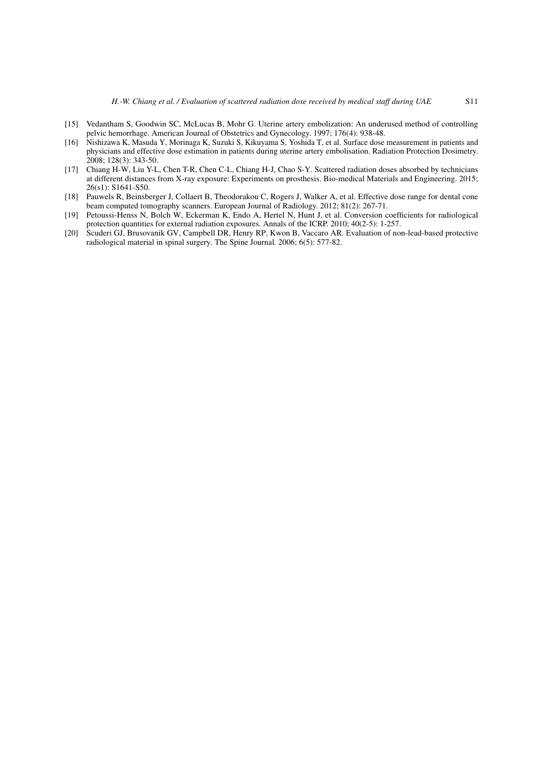[15] Vedantham S, Goodwin SC, McLucas B, Mohr G. Uterine artery embolization: An underused method of controlling pelvic hemorrhage. American Journal of Obstetrics and Gynecology. 1997; 176(4): 938-48.

[16] Nishizawa K, Masuda Y, Morinaga K, Suzuki S, Kikuyama S, Yoshida T, et al. Surface dose measurement in patients and physicians and effective dose estimation in patients during uterine artery embolisation. Radiation Protection Dosimetry. 2008; 128(3): 343-50.

[17] Chiang H-W, Liu Y-L, Chen T-R, Chen C-L, Chiang H-J, Chao S-Y. Scattered radiation doses absorbed by technicians at different distances from X-ray exposure: Experiments on prosthesis. Bio-medical Materials and Engineering. 2015; 26(s1): S1641-S50.

[18] Pauwels R, Beinsberger J, Collaert B, Theodorakou C, Rogers J, Walker A, et al. Effective dose range for dental cone beam computed tomography scanners. European Journal of Radiology. 2012; 81(2): 267-71.

[19] Petoussi-Henss N, Bolch W, Eckerman K, Endo A, Hertel N, Hunt J, et al. Conversion coefficients for radiological protection quantities for external radiation exposures. Annals of the ICRP. 2010; 40(2-5): 1-257.

[20] Scuderi GJ, Brusovanik GV, Campbell DR, Henry RP, Kwon B, Vaccaro AR. Evaluation of non-lead-based protective radiological material in spinal surgery. The Spine Journal. 2006; 6(5): 577-82.